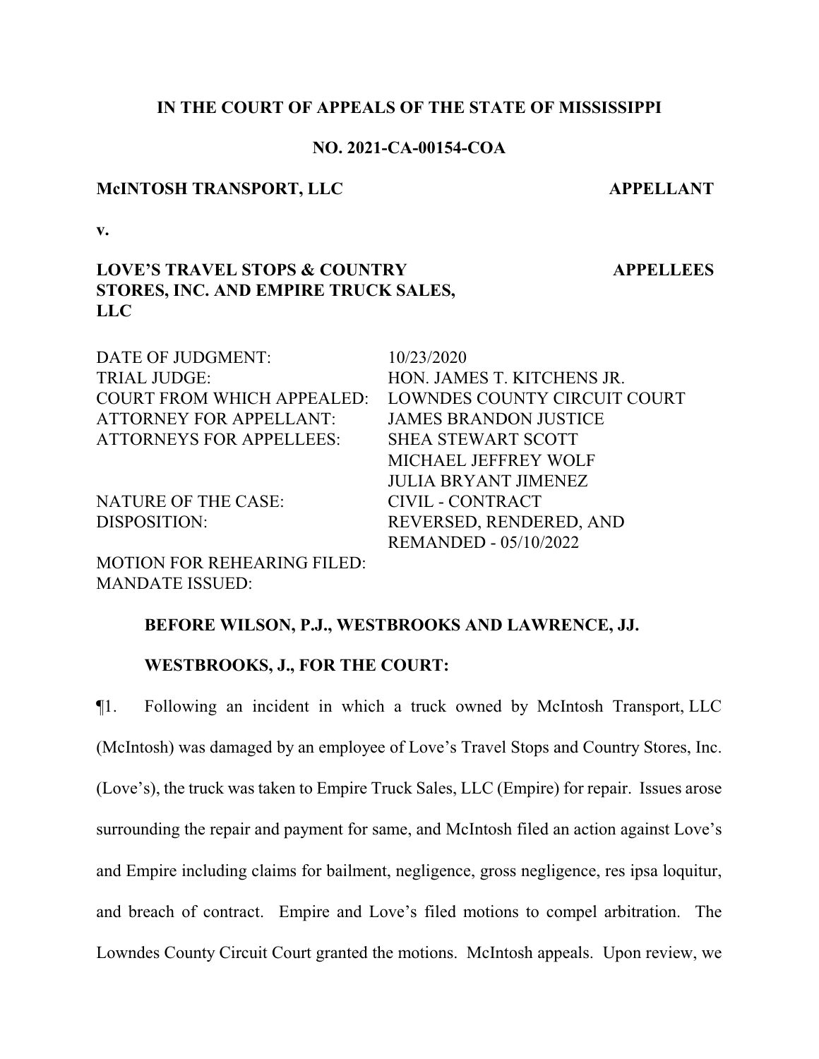**IN THE COURT OF APPEALS OF THE STATE OF MISSISSIPPI**

**NO. 2021-CA-00154-COA**

**McINTOSH TRANSPORT, LLC** **APPELLANT**

**v.**

**LOVE'S TRAVEL STOPS & COUNTRY STORES, INC. AND EMPIRE TRUCK SALES, LLC** **APPELLEES**

| | |
|---|---|
| DATE OF JUDGMENT: | 10/23/2020 |
| TRIAL JUDGE: | HON. JAMES T. KITCHENS JR. |
| COURT FROM WHICH APPEALED: | LOWNDES COUNTY CIRCUIT COURT |
| ATTORNEY FOR APPELLANT: | JAMES BRANDON JUSTICE |
| ATTORNEYS FOR APPELLEES: | SHEA STEWART SCOTT<br>MICHAEL JEFFREY WOLF<br>JULIA BRYANT JIMENEZ |
| NATURE OF THE CASE: | CIVIL - CONTRACT |
| DISPOSITION: | REVERSED, RENDERED, AND REMANDED - 05/10/2022 |
| MOTION FOR REHEARING FILED: | |
| MANDATE ISSUED: | |

**BEFORE WILSON, P.J., WESTBROOKS AND LAWRENCE, JJ.**

**WESTBROOKS, J., FOR THE COURT:**

¶1. Following an incident in which a truck owned by McIntosh Transport, LLC (McIntosh) was damaged by an employee of Love's Travel Stops and Country Stores, Inc. (Love's), the truck was taken to Empire Truck Sales, LLC (Empire) for repair. Issues arose surrounding the repair and payment for same, and McIntosh filed an action against Love's and Empire including claims for bailment, negligence, gross negligence, res ipsa loquitur, and breach of contract. Empire and Love's filed motions to compel arbitration. The Lowndes County Circuit Court granted the motions. McIntosh appeals. Upon review, we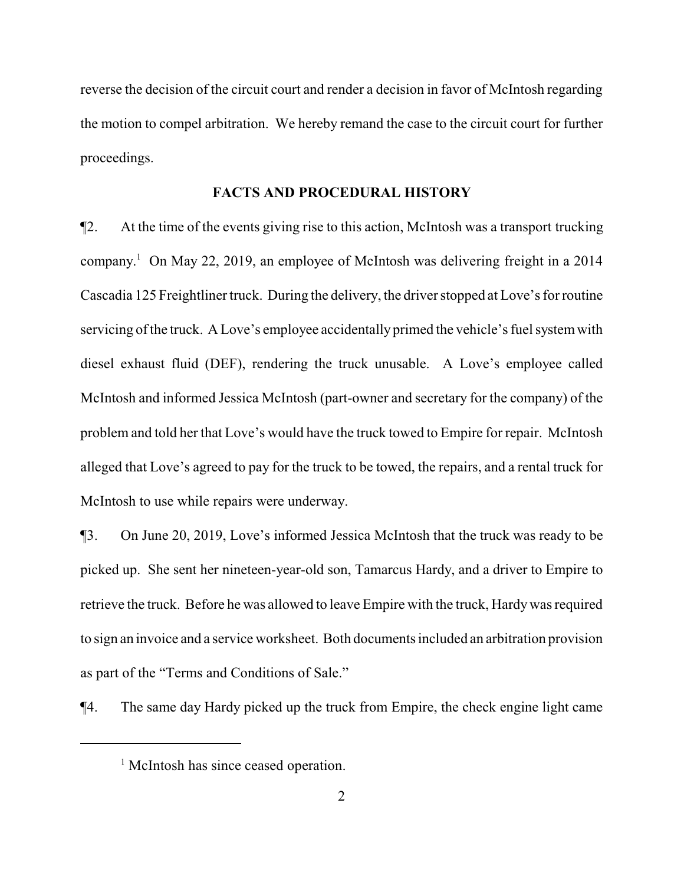reverse the decision of the circuit court and render a decision in favor of McIntosh regarding the motion to compel arbitration. We hereby remand the case to the circuit court for further proceedings.

## FACTS AND PROCEDURAL HISTORY

¶2. At the time of the events giving rise to this action, McIntosh was a transport trucking company.[1] On May 22, 2019, an employee of McIntosh was delivering freight in a 2014 Cascadia 125 Freightliner truck. During the delivery, the driver stopped at Love's for routine servicing of the truck. A Love's employee accidentally primed the vehicle's fuel system with diesel exhaust fluid (DEF), rendering the truck unusable. A Love's employee called McIntosh and informed Jessica McIntosh (part-owner and secretary for the company) of the problem and told her that Love's would have the truck towed to Empire for repair. McIntosh alleged that Love's agreed to pay for the truck to be towed, the repairs, and a rental truck for McIntosh to use while repairs were underway.

¶3. On June 20, 2019, Love's informed Jessica McIntosh that the truck was ready to be picked up. She sent her nineteen-year-old son, Tamarcus Hardy, and a driver to Empire to retrieve the truck. Before he was allowed to leave Empire with the truck, Hardy was required to sign an invoice and a service worksheet. Both documents included an arbitration provision as part of the "Terms and Conditions of Sale."

¶4. The same day Hardy picked up the truck from Empire, the check engine light came

[1] McIntosh has since ceased operation.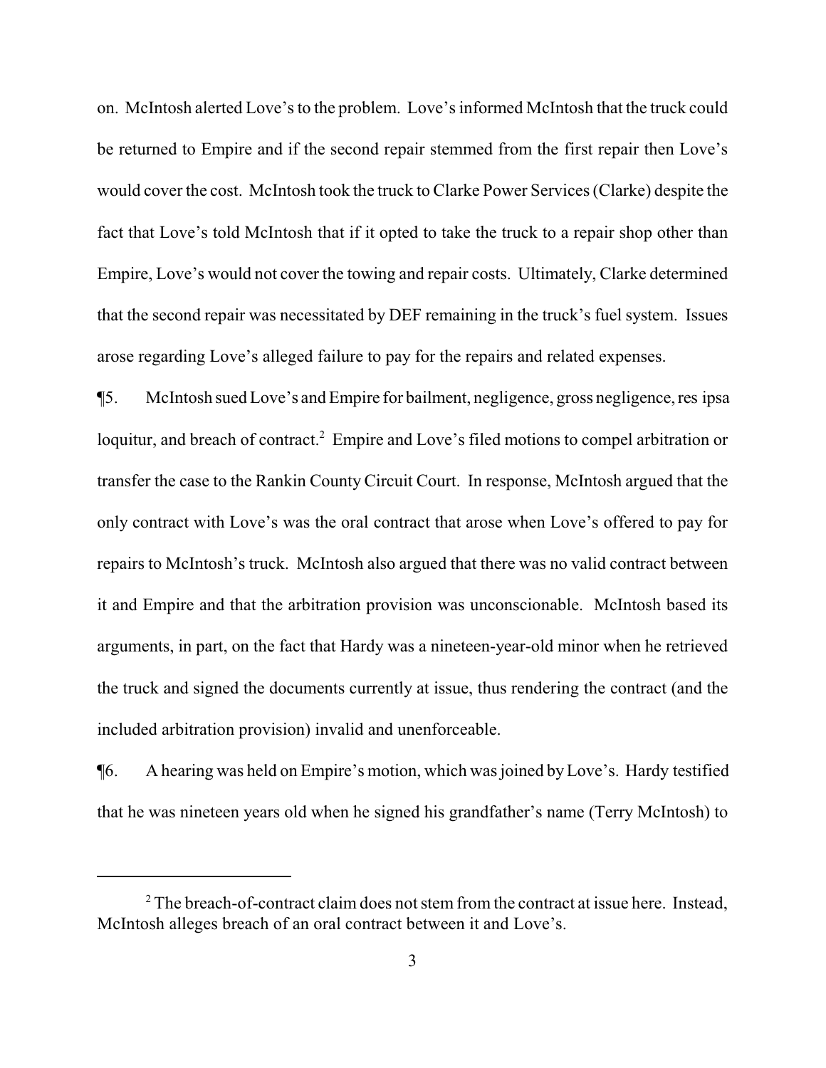on. McIntosh alerted Love's to the problem. Love's informed McIntosh that the truck could be returned to Empire and if the second repair stemmed from the first repair then Love's would cover the cost. McIntosh took the truck to Clarke Power Services (Clarke) despite the fact that Love's told McIntosh that if it opted to take the truck to a repair shop other than Empire, Love's would not cover the towing and repair costs. Ultimately, Clarke determined that the second repair was necessitated by DEF remaining in the truck's fuel system. Issues arose regarding Love's alleged failure to pay for the repairs and related expenses.

¶5. McIntosh sued Love's and Empire for bailment, negligence, gross negligence, res ipsa loquitur, and breach of contract.[2] Empire and Love's filed motions to compel arbitration or transfer the case to the Rankin County Circuit Court. In response, McIntosh argued that the only contract with Love's was the oral contract that arose when Love's offered to pay for repairs to McIntosh's truck. McIntosh also argued that there was no valid contract between it and Empire and that the arbitration provision was unconscionable. McIntosh based its arguments, in part, on the fact that Hardy was a nineteen-year-old minor when he retrieved the truck and signed the documents currently at issue, thus rendering the contract (and the included arbitration provision) invalid and unenforceable.

¶6. A hearing was held on Empire's motion, which was joined by Love's. Hardy testified that he was nineteen years old when he signed his grandfather's name (Terry McIntosh) to

---

[2] The breach-of-contract claim does not stem from the contract at issue here. Instead, McIntosh alleges breach of an oral contract between it and Love's.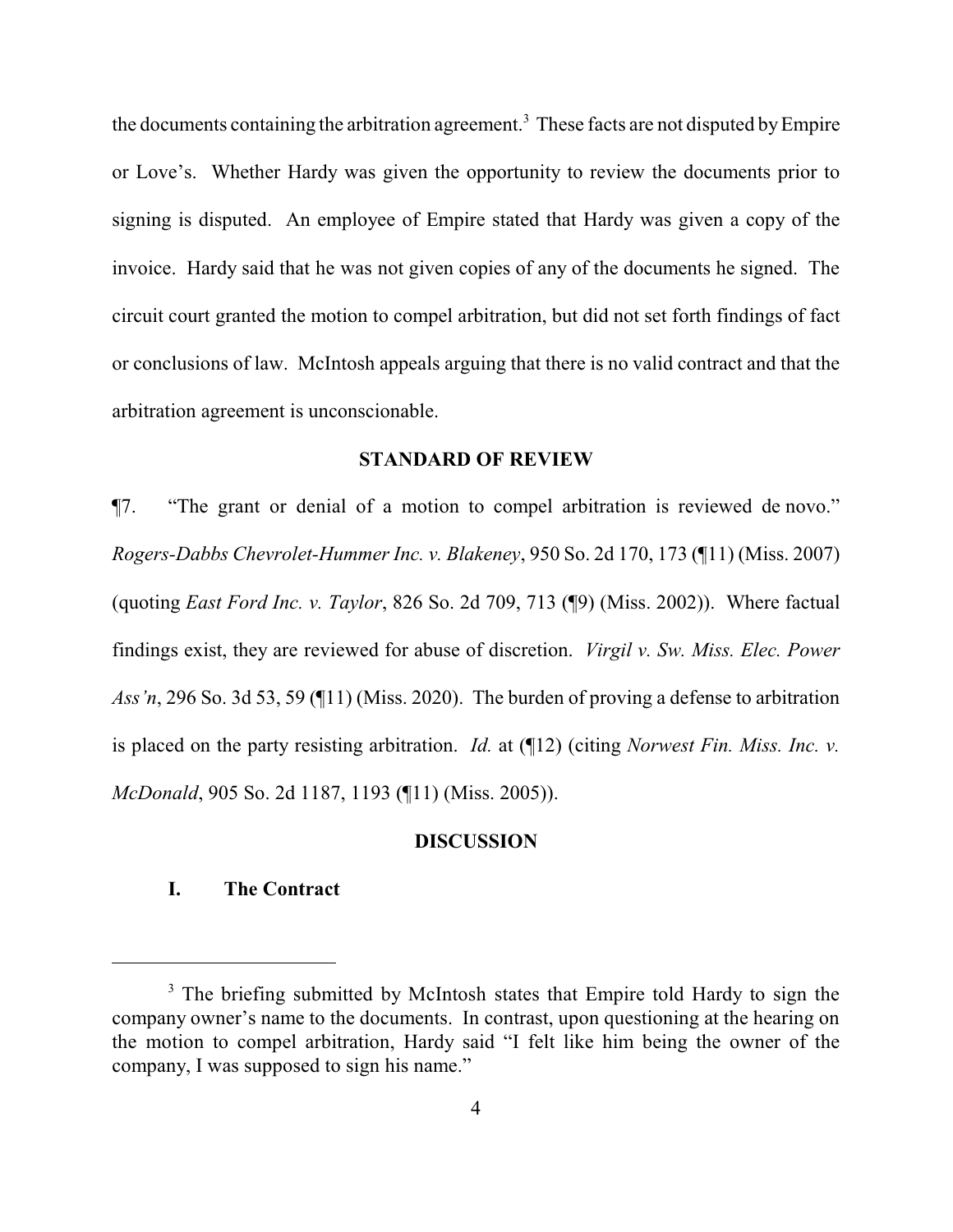the documents containing the arbitration agreement.[3] These facts are not disputed by Empire or Love's. Whether Hardy was given the opportunity to review the documents prior to signing is disputed. An employee of Empire stated that Hardy was given a copy of the invoice. Hardy said that he was not given copies of any of the documents he signed. The circuit court granted the motion to compel arbitration, but did not set forth findings of fact or conclusions of law. McIntosh appeals arguing that there is no valid contract and that the arbitration agreement is unconscionable.

## STANDARD OF REVIEW

¶7. "The grant or denial of a motion to compel arbitration is reviewed de novo." *Rogers-Dabbs Chevrolet-Hummer Inc. v. Blakeney*, 950 So. 2d 170, 173 (¶11) (Miss. 2007) (quoting *East Ford Inc. v. Taylor*, 826 So. 2d 709, 713 (¶9) (Miss. 2002)). Where factual findings exist, they are reviewed for abuse of discretion. *Virgil v. Sw. Miss. Elec. Power Ass'n*, 296 So. 3d 53, 59 (¶11) (Miss. 2020). The burden of proving a defense to arbitration is placed on the party resisting arbitration. *Id.* at (¶12) (citing *Norwest Fin. Miss. Inc. v. McDonald*, 905 So. 2d 1187, 1193 (¶11) (Miss. 2005)).

## DISCUSSION

### I. The Contract

[3] The briefing submitted by McIntosh states that Empire told Hardy to sign the company owner's name to the documents. In contrast, upon questioning at the hearing on the motion to compel arbitration, Hardy said "I felt like him being the owner of the company, I was supposed to sign his name."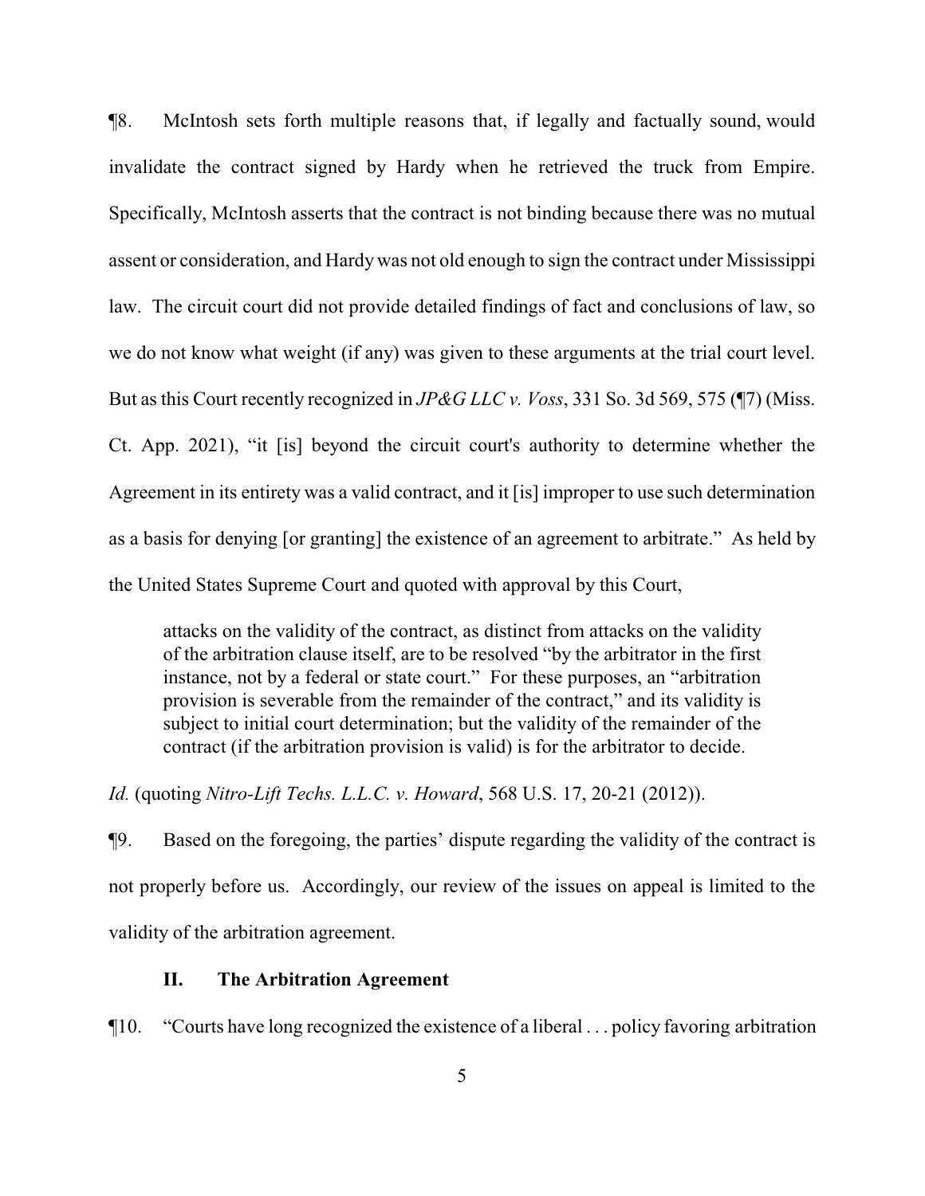¶8. McIntosh sets forth multiple reasons that, if legally and factually sound, would invalidate the contract signed by Hardy when he retrieved the truck from Empire. Specifically, McIntosh asserts that the contract is not binding because there was no mutual assent or consideration, and Hardy was not old enough to sign the contract under Mississippi law. The circuit court did not provide detailed findings of fact and conclusions of law, so we do not know what weight (if any) was given to these arguments at the trial court level. But as this Court recently recognized in *JP&G LLC v. Voss*, 331 So. 3d 569, 575 (¶7) (Miss. Ct. App. 2021), "it [is] beyond the circuit court's authority to determine whether the Agreement in its entirety was a valid contract, and it [is] improper to use such determination as a basis for denying [or granting] the existence of an agreement to arbitrate." As held by the United States Supreme Court and quoted with approval by this Court,

> attacks on the validity of the contract, as distinct from attacks on the validity of the arbitration clause itself, are to be resolved "by the arbitrator in the first instance, not by a federal or state court." For these purposes, an "arbitration provision is severable from the remainder of the contract," and its validity is subject to initial court determination; but the validity of the remainder of the contract (if the arbitration provision is valid) is for the arbitrator to decide.

*Id.* (quoting *Nitro-Lift Techs. L.L.C. v. Howard*, 568 U.S. 17, 20-21 (2012)).

¶9. Based on the foregoing, the parties' dispute regarding the validity of the contract is not properly before us. Accordingly, our review of the issues on appeal is limited to the validity of the arbitration agreement.

## II. The Arbitration Agreement

¶10. "Courts have long recognized the existence of a liberal . . . policy favoring arbitration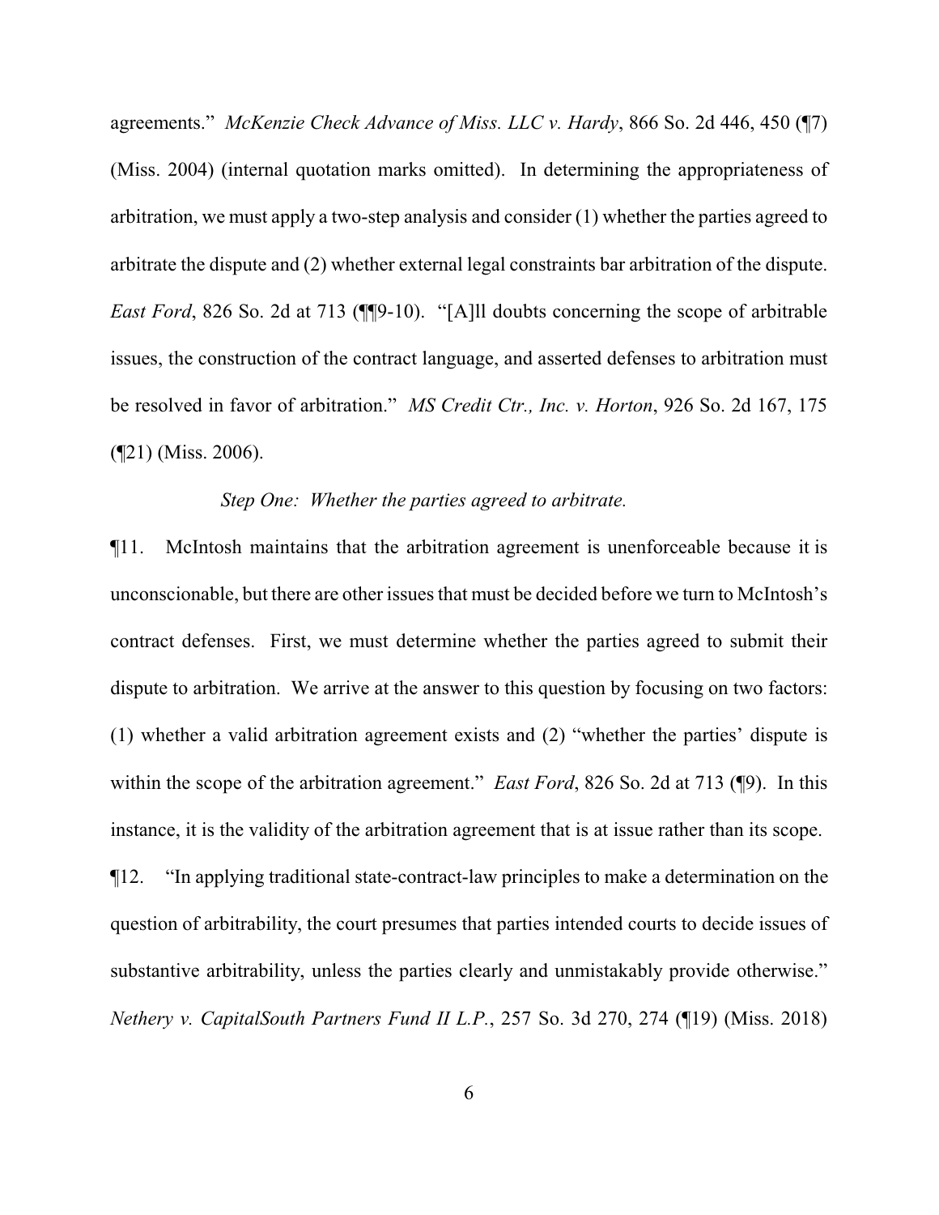agreements." *McKenzie Check Advance of Miss. LLC v. Hardy*, 866 So. 2d 446, 450 (¶7) (Miss. 2004) (internal quotation marks omitted). In determining the appropriateness of arbitration, we must apply a two-step analysis and consider (1) whether the parties agreed to arbitrate the dispute and (2) whether external legal constraints bar arbitration of the dispute. *East Ford*, 826 So. 2d at 713 (¶¶9-10). "[A]ll doubts concerning the scope of arbitrable issues, the construction of the contract language, and asserted defenses to arbitration must be resolved in favor of arbitration." *MS Credit Ctr., Inc. v. Horton*, 926 So. 2d 167, 175 (¶21) (Miss. 2006).

*Step One: Whether the parties agreed to arbitrate.*

¶11. McIntosh maintains that the arbitration agreement is unenforceable because it is unconscionable, but there are other issues that must be decided before we turn to McIntosh's contract defenses. First, we must determine whether the parties agreed to submit their dispute to arbitration. We arrive at the answer to this question by focusing on two factors: (1) whether a valid arbitration agreement exists and (2) "whether the parties' dispute is within the scope of the arbitration agreement." *East Ford*, 826 So. 2d at 713 (¶9). In this instance, it is the validity of the arbitration agreement that is at issue rather than its scope.

¶12. "In applying traditional state-contract-law principles to make a determination on the question of arbitrability, the court presumes that parties intended courts to decide issues of substantive arbitrability, unless the parties clearly and unmistakably provide otherwise." *Nethery v. CapitalSouth Partners Fund II L.P.*, 257 So. 3d 270, 274 (¶19) (Miss. 2018)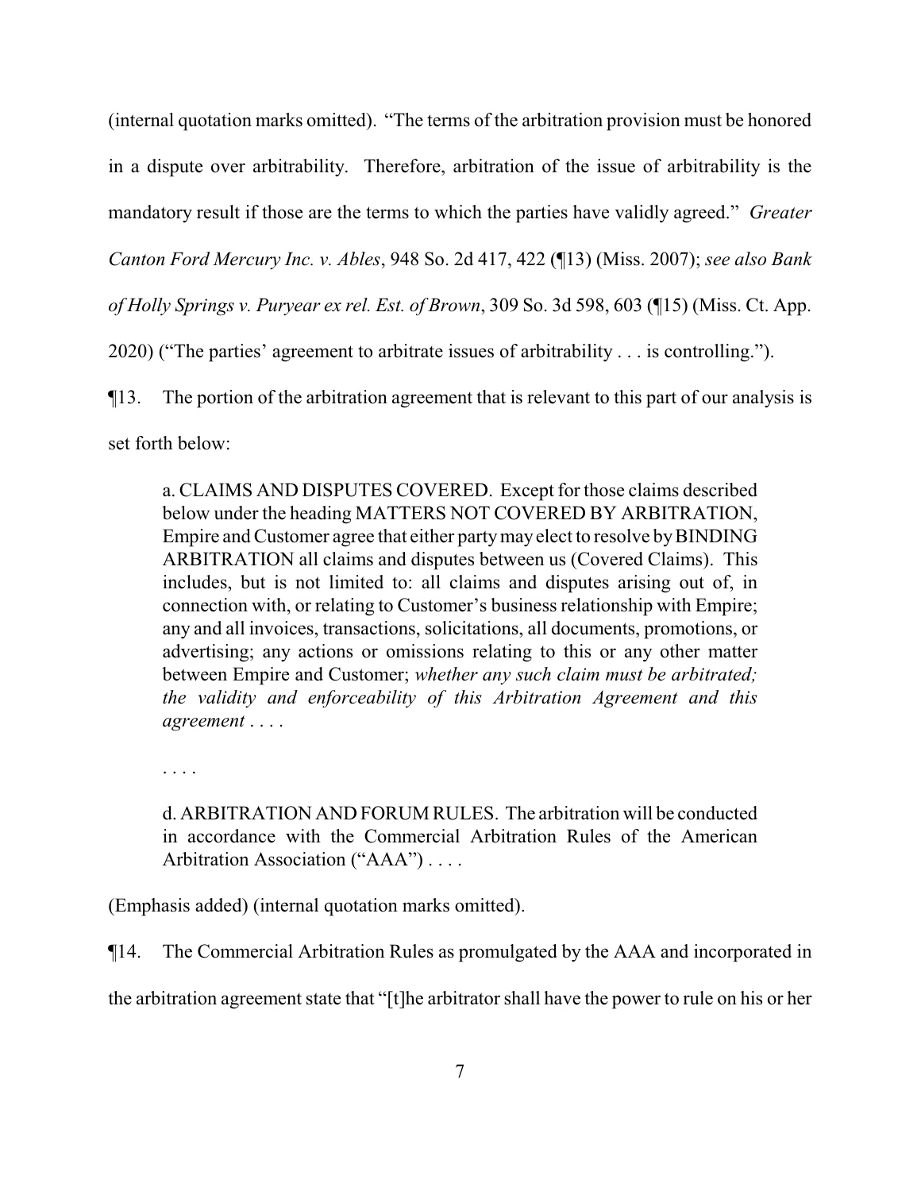(internal quotation marks omitted). "The terms of the arbitration provision must be honored in a dispute over arbitrability. Therefore, arbitration of the issue of arbitrability is the mandatory result if those are the terms to which the parties have validly agreed." *Greater Canton Ford Mercury Inc. v. Ables*, 948 So. 2d 417, 422 (¶13) (Miss. 2007); *see also Bank of Holly Springs v. Puryear ex rel. Est. of Brown*, 309 So. 3d 598, 603 (¶15) (Miss. Ct. App. 2020) ("The parties' agreement to arbitrate issues of arbitrability . . . is controlling.").

¶13. The portion of the arbitration agreement that is relevant to this part of our analysis is set forth below:

> a. CLAIMS AND DISPUTES COVERED. Except for those claims described below under the heading MATTERS NOT COVERED BY ARBITRATION, Empire and Customer agree that either party may elect to resolve by BINDING ARBITRATION all claims and disputes between us (Covered Claims). This includes, but is not limited to: all claims and disputes arising out of, in connection with, or relating to Customer's business relationship with Empire; any and all invoices, transactions, solicitations, all documents, promotions, or advertising; any actions or omissions relating to this or any other matter between Empire and Customer; *whether any such claim must be arbitrated; the validity and enforceability of this Arbitration Agreement and this agreement* . . . .
>
> . . . .
>
> d. ARBITRATION AND FORUM RULES. The arbitration will be conducted in accordance with the Commercial Arbitration Rules of the American Arbitration Association ("AAA") . . . .

(Emphasis added) (internal quotation marks omitted).

¶14. The Commercial Arbitration Rules as promulgated by the AAA and incorporated in the arbitration agreement state that "[t]he arbitrator shall have the power to rule on his or her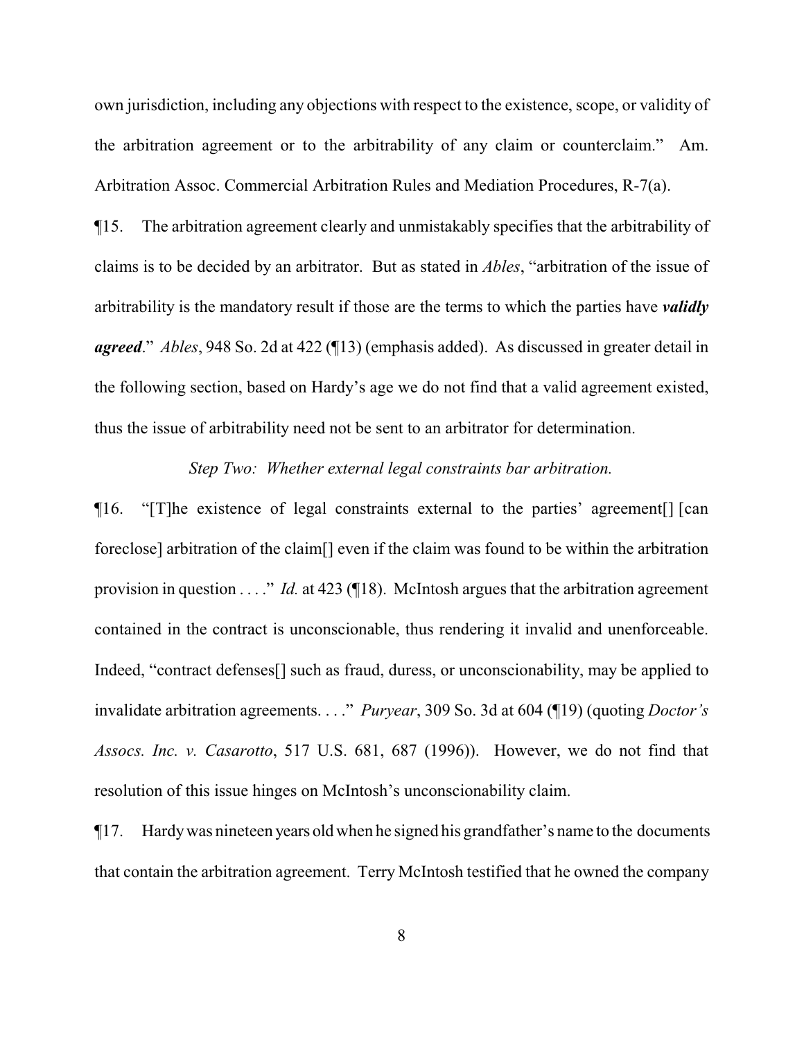own jurisdiction, including any objections with respect to the existence, scope, or validity of the arbitration agreement or to the arbitrability of any claim or counterclaim." Am. Arbitration Assoc. Commercial Arbitration Rules and Mediation Procedures, R-7(a).

¶15. The arbitration agreement clearly and unmistakably specifies that the arbitrability of claims is to be decided by an arbitrator. But as stated in *Ables*, "arbitration of the issue of arbitrability is the mandatory result if those are the terms to which the parties have ***validly agreed***." *Ables*, 948 So. 2d at 422 (¶13) (emphasis added). As discussed in greater detail in the following section, based on Hardy's age we do not find that a valid agreement existed, thus the issue of arbitrability need not be sent to an arbitrator for determination.

*Step Two: Whether external legal constraints bar arbitration.*

¶16. "[T]he existence of legal constraints external to the parties' agreement[] [can foreclose] arbitration of the claim[] even if the claim was found to be within the arbitration provision in question . . . ." *Id.* at 423 (¶18). McIntosh argues that the arbitration agreement contained in the contract is unconscionable, thus rendering it invalid and unenforceable. Indeed, "contract defenses[] such as fraud, duress, or unconscionability, may be applied to invalidate arbitration agreements. . . ." *Puryear*, 309 So. 3d at 604 (¶19) (quoting *Doctor's Assocs. Inc. v. Casarotto*, 517 U.S. 681, 687 (1996)). However, we do not find that resolution of this issue hinges on McIntosh's unconscionability claim.

¶17. Hardy was nineteen years old when he signed his grandfather's name to the documents that contain the arbitration agreement. Terry McIntosh testified that he owned the company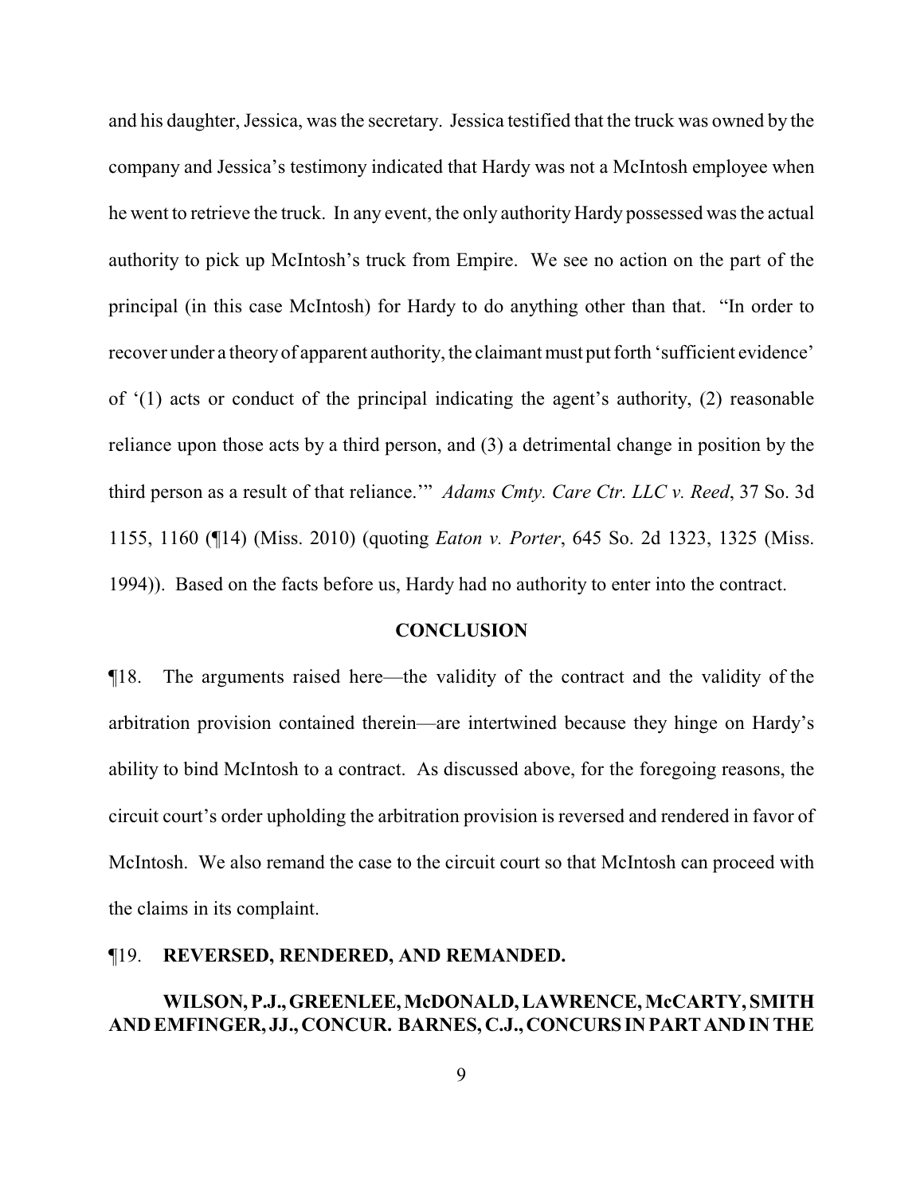and his daughter, Jessica, was the secretary. Jessica testified that the truck was owned by the company and Jessica's testimony indicated that Hardy was not a McIntosh employee when he went to retrieve the truck. In any event, the only authority Hardy possessed was the actual authority to pick up McIntosh's truck from Empire. We see no action on the part of the principal (in this case McIntosh) for Hardy to do anything other than that. "In order to recover under a theory of apparent authority, the claimant must put forth 'sufficient evidence' of '(1) acts or conduct of the principal indicating the agent's authority, (2) reasonable reliance upon those acts by a third person, and (3) a detrimental change in position by the third person as a result of that reliance.'" *Adams Cmty. Care Ctr. LLC v. Reed*, 37 So. 3d 1155, 1160 (¶14) (Miss. 2010) (quoting *Eaton v. Porter*, 645 So. 2d 1323, 1325 (Miss. 1994)). Based on the facts before us, Hardy had no authority to enter into the contract.

**CONCLUSION**

¶18. The arguments raised here—the validity of the contract and the validity of the arbitration provision contained therein—are intertwined because they hinge on Hardy's ability to bind McIntosh to a contract. As discussed above, for the foregoing reasons, the circuit court's order upholding the arbitration provision is reversed and rendered in favor of McIntosh. We also remand the case to the circuit court so that McIntosh can proceed with the claims in its complaint.

¶19. **REVERSED, RENDERED, AND REMANDED.**

**WILSON, P.J., GREENLEE, McDONALD, LAWRENCE, McCARTY, SMITH AND EMFINGER, JJ., CONCUR. BARNES, C.J., CONCURS IN PART AND IN THE**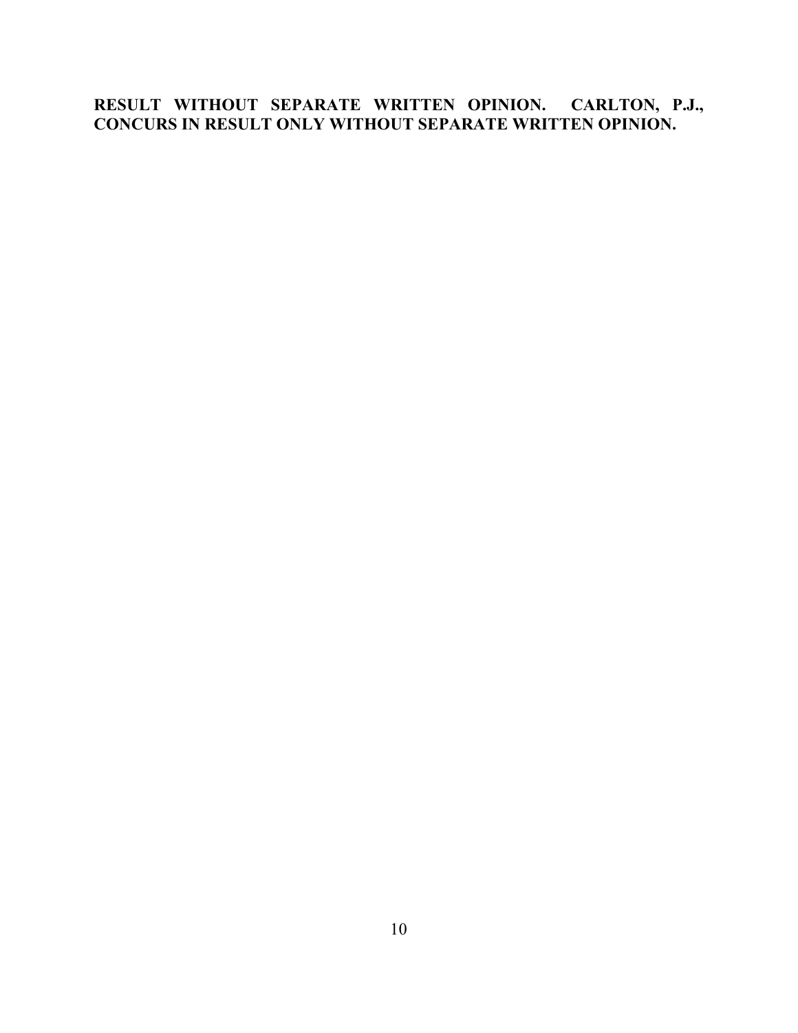**RESULT WITHOUT SEPARATE WRITTEN OPINION. CARLTON, P.J., CONCURS IN RESULT ONLY WITHOUT SEPARATE WRITTEN OPINION.**